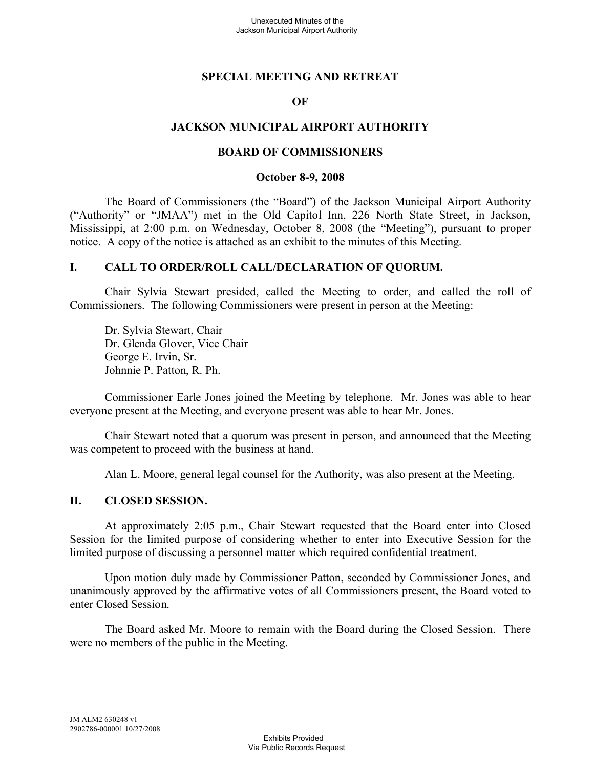**SPECIAL MEETING AND RETREAT**

**OF**

**JACKSON MUNICIPAL AIRPORT AUTHORITY**

**BOARD OF COMMISSIONERS**

**October 8-9, 2008**

The Board of Commissioners (the "Board") of the Jackson Municipal Airport Authority ("Authority" or "JMAA") met in the Old Capitol Inn, 226 North State Street, in Jackson, Mississippi, at 2:00 p.m. on Wednesday, October 8, 2008 (the "Meeting"), pursuant to proper notice. A copy of the notice is attached as an exhibit to the minutes of this Meeting.

## I. CALL TO ORDER/ROLL CALL/DECLARATION OF QUORUM.

Chair Sylvia Stewart presided, called the Meeting to order, and called the roll of Commissioners. The following Commissioners were present in person at the Meeting:

Dr. Sylvia Stewart, Chair
Dr. Glenda Glover, Vice Chair
George E. Irvin, Sr.
Johnnie P. Patton, R. Ph.

Commissioner Earle Jones joined the Meeting by telephone. Mr. Jones was able to hear everyone present at the Meeting, and everyone present was able to hear Mr. Jones.

Chair Stewart noted that a quorum was present in person, and announced that the Meeting was competent to proceed with the business at hand.

Alan L. Moore, general legal counsel for the Authority, was also present at the Meeting.

## II. CLOSED SESSION.

At approximately 2:05 p.m., Chair Stewart requested that the Board enter into Closed Session for the limited purpose of considering whether to enter into Executive Session for the limited purpose of discussing a personnel matter which required confidential treatment.

Upon motion duly made by Commissioner Patton, seconded by Commissioner Jones, and unanimously approved by the affirmative votes of all Commissioners present, the Board voted to enter Closed Session.

The Board asked Mr. Moore to remain with the Board during the Closed Session. There were no members of the public in the Meeting.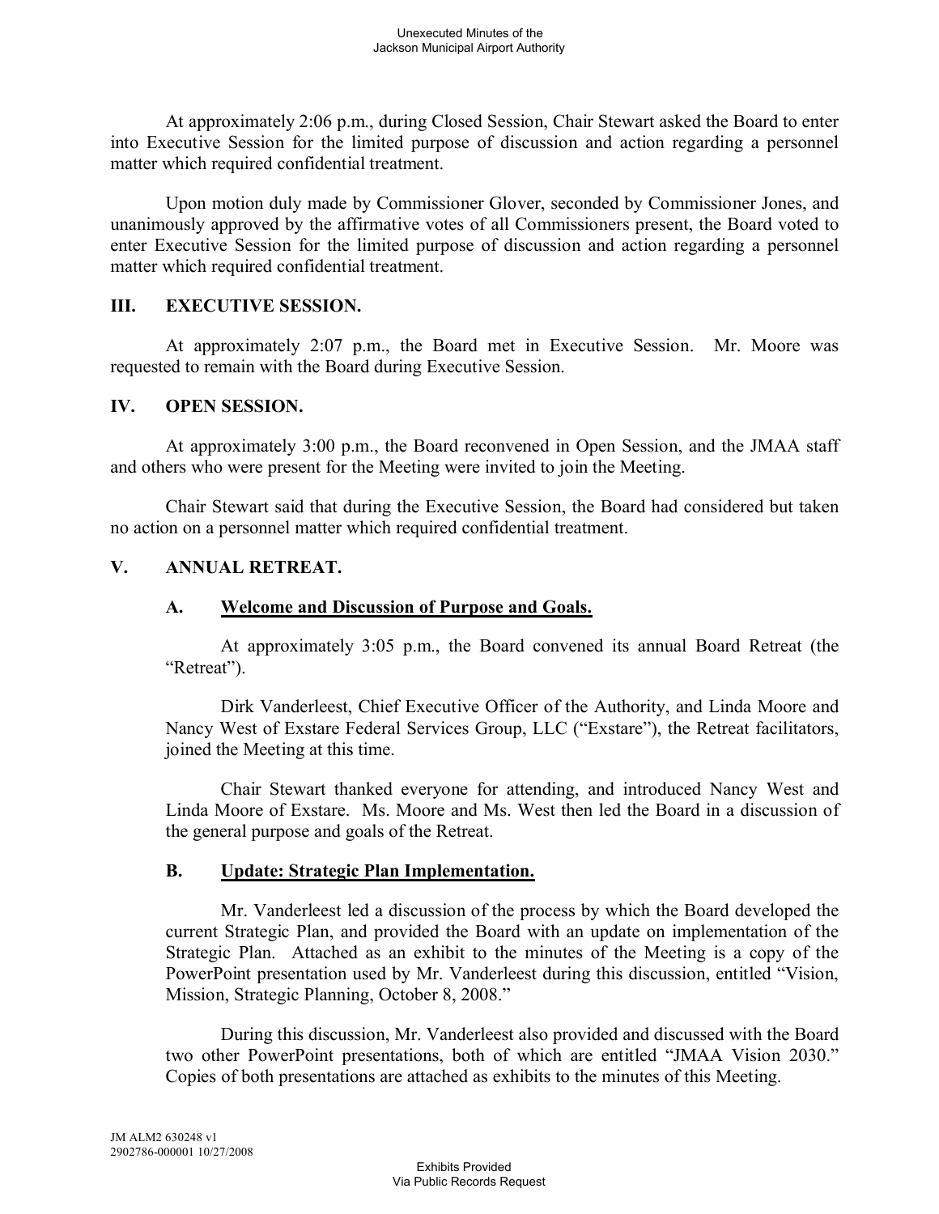At approximately 2:06 p.m., during Closed Session, Chair Stewart asked the Board to enter into Executive Session for the limited purpose of discussion and action regarding a personnel matter which required confidential treatment.

Upon motion duly made by Commissioner Glover, seconded by Commissioner Jones, and unanimously approved by the affirmative votes of all Commissioners present, the Board voted to enter Executive Session for the limited purpose of discussion and action regarding a personnel matter which required confidential treatment.

## III. EXECUTIVE SESSION.

At approximately 2:07 p.m., the Board met in Executive Session. Mr. Moore was requested to remain with the Board during Executive Session.

## IV. OPEN SESSION.

At approximately 3:00 p.m., the Board reconvened in Open Session, and the JMAA staff and others who were present for the Meeting were invited to join the Meeting.

Chair Stewart said that during the Executive Session, the Board had considered but taken no action on a personnel matter which required confidential treatment.

## V. ANNUAL RETREAT.

### A. Welcome and Discussion of Purpose and Goals.

At approximately 3:05 p.m., the Board convened its annual Board Retreat (the "Retreat").

Dirk Vanderleest, Chief Executive Officer of the Authority, and Linda Moore and Nancy West of Exstare Federal Services Group, LLC ("Exstare"), the Retreat facilitators, joined the Meeting at this time.

Chair Stewart thanked everyone for attending, and introduced Nancy West and Linda Moore of Exstare. Ms. Moore and Ms. West then led the Board in a discussion of the general purpose and goals of the Retreat.

### B. Update: Strategic Plan Implementation.

Mr. Vanderleest led a discussion of the process by which the Board developed the current Strategic Plan, and provided the Board with an update on implementation of the Strategic Plan. Attached as an exhibit to the minutes of the Meeting is a copy of the PowerPoint presentation used by Mr. Vanderleest during this discussion, entitled "Vision, Mission, Strategic Planning, October 8, 2008."

During this discussion, Mr. Vanderleest also provided and discussed with the Board two other PowerPoint presentations, both of which are entitled "JMAA Vision 2030." Copies of both presentations are attached as exhibits to the minutes of this Meeting.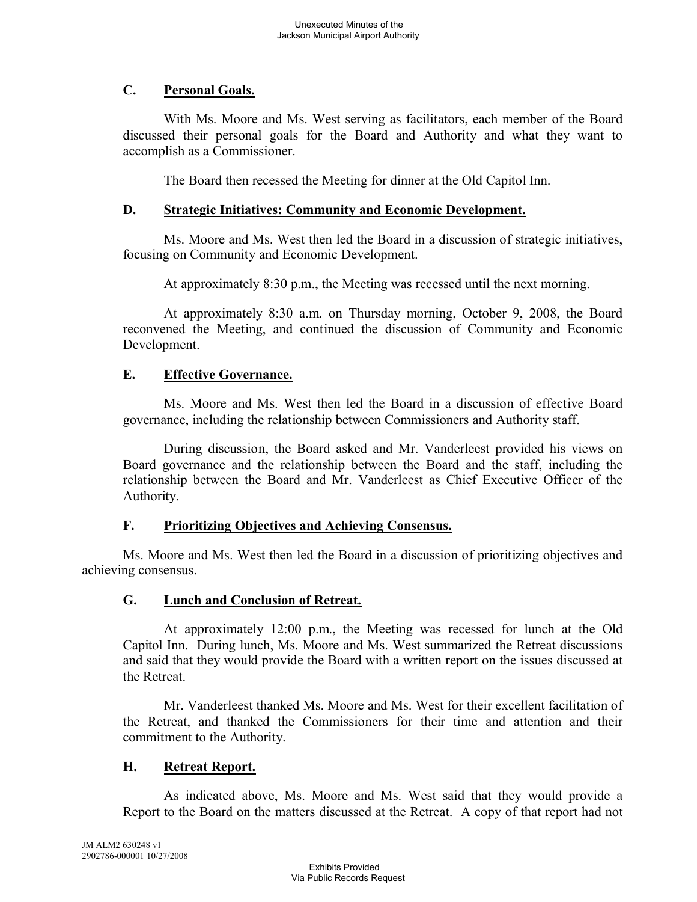### C. Personal Goals.

With Ms. Moore and Ms. West serving as facilitators, each member of the Board discussed their personal goals for the Board and Authority and what they want to accomplish as a Commissioner.

The Board then recessed the Meeting for dinner at the Old Capitol Inn.

### D. Strategic Initiatives: Community and Economic Development.

Ms. Moore and Ms. West then led the Board in a discussion of strategic initiatives, focusing on Community and Economic Development.

At approximately 8:30 p.m., the Meeting was recessed until the next morning.

At approximately 8:30 a.m. on Thursday morning, October 9, 2008, the Board reconvened the Meeting, and continued the discussion of Community and Economic Development.

### E. Effective Governance.

Ms. Moore and Ms. West then led the Board in a discussion of effective Board governance, including the relationship between Commissioners and Authority staff.

During discussion, the Board asked and Mr. Vanderleest provided his views on Board governance and the relationship between the Board and the staff, including the relationship between the Board and Mr. Vanderleest as Chief Executive Officer of the Authority.

### F. Prioritizing Objectives and Achieving Consensus.

Ms. Moore and Ms. West then led the Board in a discussion of prioritizing objectives and achieving consensus.

### G. Lunch and Conclusion of Retreat.

At approximately 12:00 p.m., the Meeting was recessed for lunch at the Old Capitol Inn. During lunch, Ms. Moore and Ms. West summarized the Retreat discussions and said that they would provide the Board with a written report on the issues discussed at the Retreat.

Mr. Vanderleest thanked Ms. Moore and Ms. West for their excellent facilitation of the Retreat, and thanked the Commissioners for their time and attention and their commitment to the Authority.

### H. Retreat Report.

As indicated above, Ms. Moore and Ms. West said that they would provide a Report to the Board on the matters discussed at the Retreat. A copy of that report had not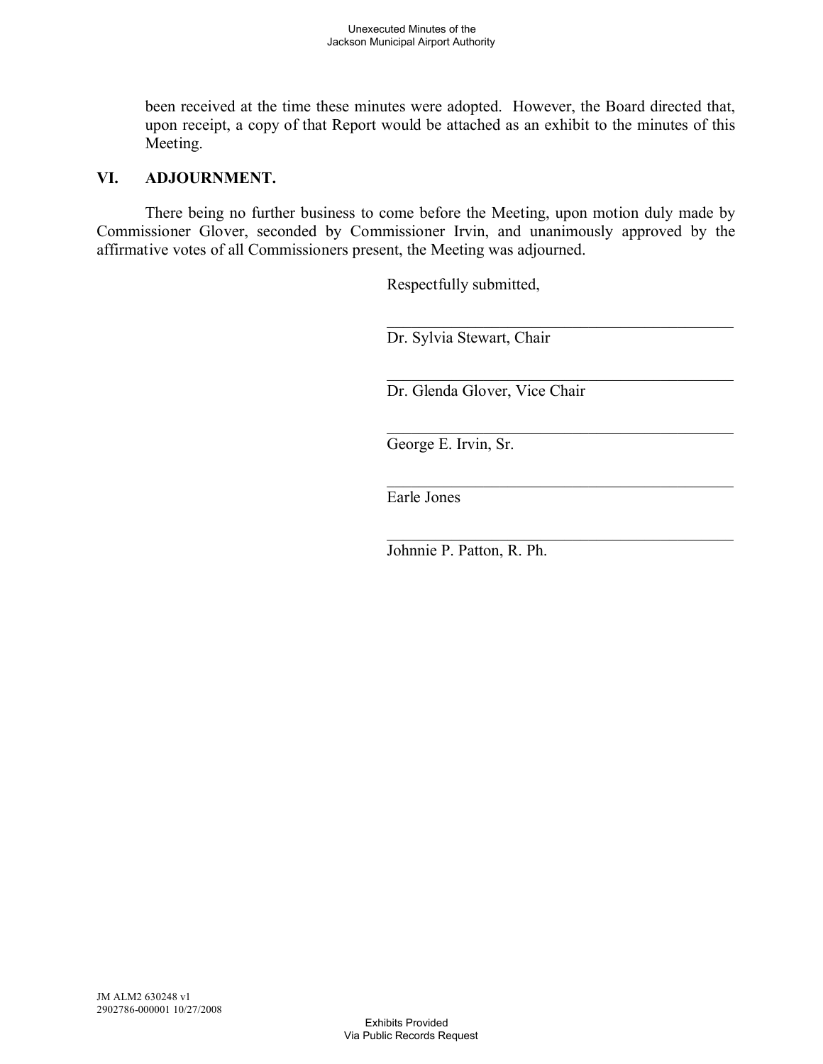been received at the time these minutes were adopted. However, the Board directed that, upon receipt, a copy of that Report would be attached as an exhibit to the minutes of this Meeting.

## VI. ADJOURNMENT.

There being no further business to come before the Meeting, upon motion duly made by Commissioner Glover, seconded by Commissioner Irvin, and unanimously approved by the affirmative votes of all Commissioners present, the Meeting was adjourned.

Respectfully submitted,

\_\_\_\_\_\_\_\_\_\_\_\_\_\_\_\_\_\_\_\_\_\_\_\_\_\_\_\_\_\_\_\_\_\_\_\_\_\_\_\_\_\_

Dr. Sylvia Stewart, Chair

\_\_\_\_\_\_\_\_\_\_\_\_\_\_\_\_\_\_\_\_\_\_\_\_\_\_\_\_\_\_\_\_\_\_\_\_\_\_\_\_\_\_

Dr. Glenda Glover, Vice Chair

\_\_\_\_\_\_\_\_\_\_\_\_\_\_\_\_\_\_\_\_\_\_\_\_\_\_\_\_\_\_\_\_\_\_\_\_\_\_\_\_\_\_

George E. Irvin, Sr.

\_\_\_\_\_\_\_\_\_\_\_\_\_\_\_\_\_\_\_\_\_\_\_\_\_\_\_\_\_\_\_\_\_\_\_\_\_\_\_\_\_\_

Earle Jones

\_\_\_\_\_\_\_\_\_\_\_\_\_\_\_\_\_\_\_\_\_\_\_\_\_\_\_\_\_\_\_\_\_\_\_\_\_\_\_\_\_\_

Johnnie P. Patton, R. Ph.

JM ALM2 630248 v1
2902786-000001 10/27/2008